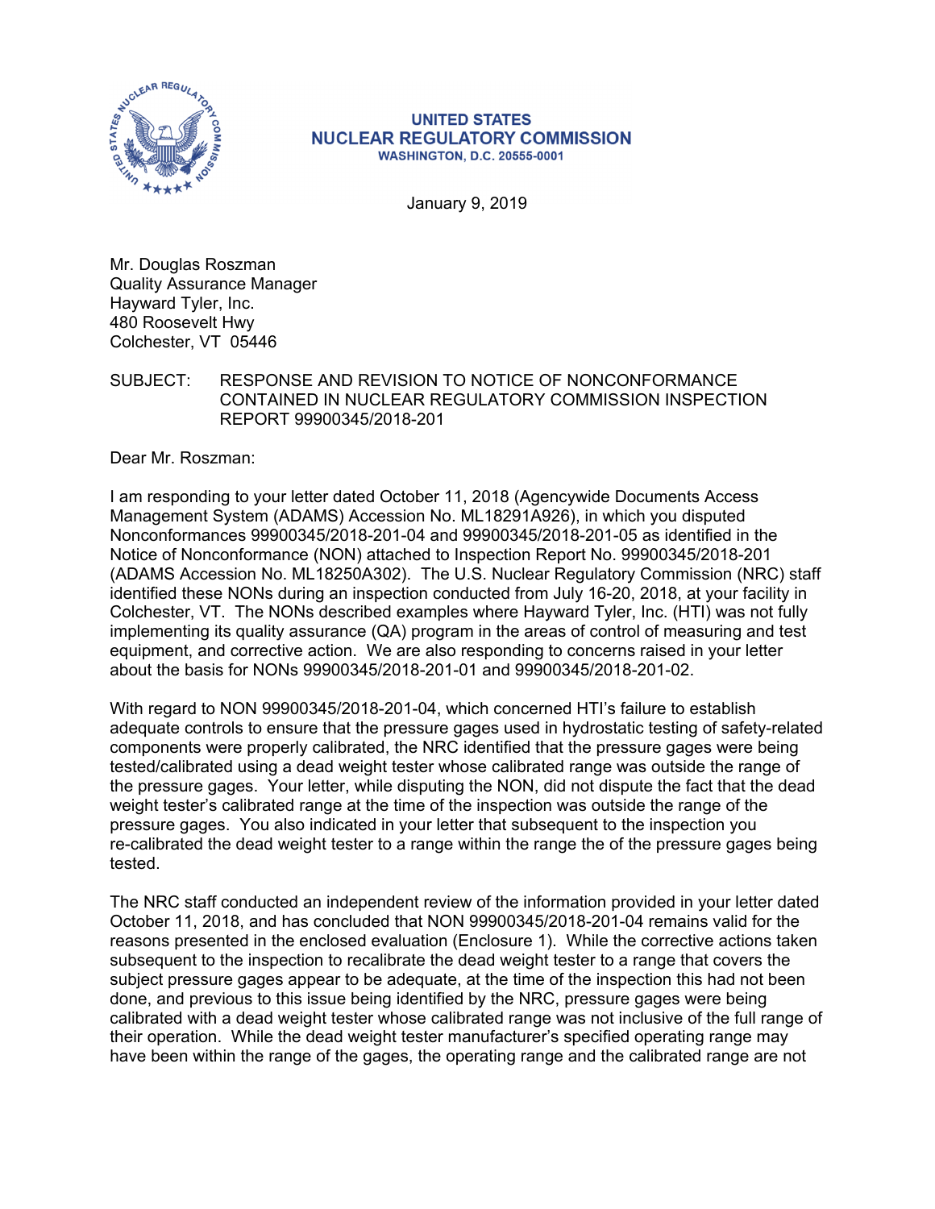UNITED STATES
NUCLEAR REGULATORY COMMISSION
WASHINGTON, D.C. 20555-0001

January 9, 2019

Mr. Douglas Roszman
Quality Assurance Manager
Hayward Tyler, Inc.
480 Roosevelt Hwy
Colchester, VT 05446

SUBJECT: RESPONSE AND REVISION TO NOTICE OF NONCONFORMANCE CONTAINED IN NUCLEAR REGULATORY COMMISSION INSPECTION REPORT 99900345/2018-201

Dear Mr. Roszman:

I am responding to your letter dated October 11, 2018 (Agencywide Documents Access Management System (ADAMS) Accession No. ML18291A926), in which you disputed Nonconformances 99900345/2018-201-04 and 99900345/2018-201-05 as identified in the Notice of Nonconformance (NON) attached to Inspection Report No. 99900345/2018-201 (ADAMS Accession No. ML18250A302). The U.S. Nuclear Regulatory Commission (NRC) staff identified these NONs during an inspection conducted from July 16-20, 2018, at your facility in Colchester, VT. The NONs described examples where Hayward Tyler, Inc. (HTI) was not fully implementing its quality assurance (QA) program in the areas of control of measuring and test equipment, and corrective action. We are also responding to concerns raised in your letter about the basis for NONs 99900345/2018-201-01 and 99900345/2018-201-02.

With regard to NON 99900345/2018-201-04, which concerned HTI's failure to establish adequate controls to ensure that the pressure gages used in hydrostatic testing of safety-related components were properly calibrated, the NRC identified that the pressure gages were being tested/calibrated using a dead weight tester whose calibrated range was outside the range of the pressure gages. Your letter, while disputing the NON, did not dispute the fact that the dead weight tester's calibrated range at the time of the inspection was outside the range of the pressure gages. You also indicated in your letter that subsequent to the inspection you re-calibrated the dead weight tester to a range within the range the of the pressure gages being tested.

The NRC staff conducted an independent review of the information provided in your letter dated October 11, 2018, and has concluded that NON 99900345/2018-201-04 remains valid for the reasons presented in the enclosed evaluation (Enclosure 1). While the corrective actions taken subsequent to the inspection to recalibrate the dead weight tester to a range that covers the subject pressure gages appear to be adequate, at the time of the inspection this had not been done, and previous to this issue being identified by the NRC, pressure gages were being calibrated with a dead weight tester whose calibrated range was not inclusive of the full range of their operation. While the dead weight tester manufacturer's specified operating range may have been within the range of the gages, the operating range and the calibrated range are not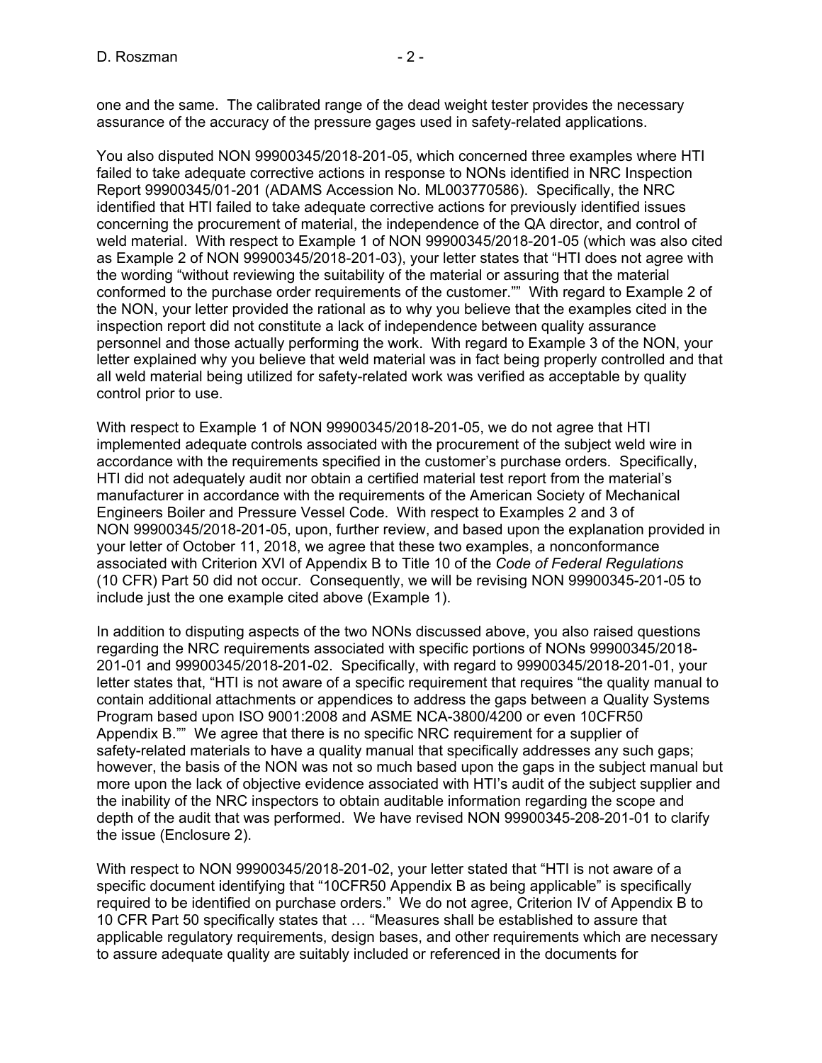one and the same. The calibrated range of the dead weight tester provides the necessary assurance of the accuracy of the pressure gages used in safety-related applications.

You also disputed NON 99900345/2018-201-05, which concerned three examples where HTI failed to take adequate corrective actions in response to NONs identified in NRC Inspection Report 99900345/01-201 (ADAMS Accession No. ML003770586). Specifically, the NRC identified that HTI failed to take adequate corrective actions for previously identified issues concerning the procurement of material, the independence of the QA director, and control of weld material. With respect to Example 1 of NON 99900345/2018-201-05 (which was also cited as Example 2 of NON 99900345/2018-201-03), your letter states that "HTI does not agree with the wording "without reviewing the suitability of the material or assuring that the material conformed to the purchase order requirements of the customer."" With regard to Example 2 of the NON, your letter provided the rational as to why you believe that the examples cited in the inspection report did not constitute a lack of independence between quality assurance personnel and those actually performing the work. With regard to Example 3 of the NON, your letter explained why you believe that weld material was in fact being properly controlled and that all weld material being utilized for safety-related work was verified as acceptable by quality control prior to use.

With respect to Example 1 of NON 99900345/2018-201-05, we do not agree that HTI implemented adequate controls associated with the procurement of the subject weld wire in accordance with the requirements specified in the customer's purchase orders. Specifically, HTI did not adequately audit nor obtain a certified material test report from the material's manufacturer in accordance with the requirements of the American Society of Mechanical Engineers Boiler and Pressure Vessel Code. With respect to Examples 2 and 3 of NON 99900345/2018-201-05, upon, further review, and based upon the explanation provided in your letter of October 11, 2018, we agree that these two examples, a nonconformance associated with Criterion XVI of Appendix B to Title 10 of the *Code of Federal Regulations* (10 CFR) Part 50 did not occur. Consequently, we will be revising NON 99900345-201-05 to include just the one example cited above (Example 1).

In addition to disputing aspects of the two NONs discussed above, you also raised questions regarding the NRC requirements associated with specific portions of NONs 99900345/2018-201-01 and 99900345/2018-201-02. Specifically, with regard to 99900345/2018-201-01, your letter states that, "HTI is not aware of a specific requirement that requires "the quality manual to contain additional attachments or appendices to address the gaps between a Quality Systems Program based upon ISO 9001:2008 and ASME NCA-3800/4200 or even 10CFR50 Appendix B."" We agree that there is no specific NRC requirement for a supplier of safety-related materials to have a quality manual that specifically addresses any such gaps; however, the basis of the NON was not so much based upon the gaps in the subject manual but more upon the lack of objective evidence associated with HTI's audit of the subject supplier and the inability of the NRC inspectors to obtain auditable information regarding the scope and depth of the audit that was performed. We have revised NON 99900345-208-201-01 to clarify the issue (Enclosure 2).

With respect to NON 99900345/2018-201-02, your letter stated that "HTI is not aware of a specific document identifying that "10CFR50 Appendix B as being applicable" is specifically required to be identified on purchase orders." We do not agree, Criterion IV of Appendix B to 10 CFR Part 50 specifically states that … "Measures shall be established to assure that applicable regulatory requirements, design bases, and other requirements which are necessary to assure adequate quality are suitably included or referenced in the documents for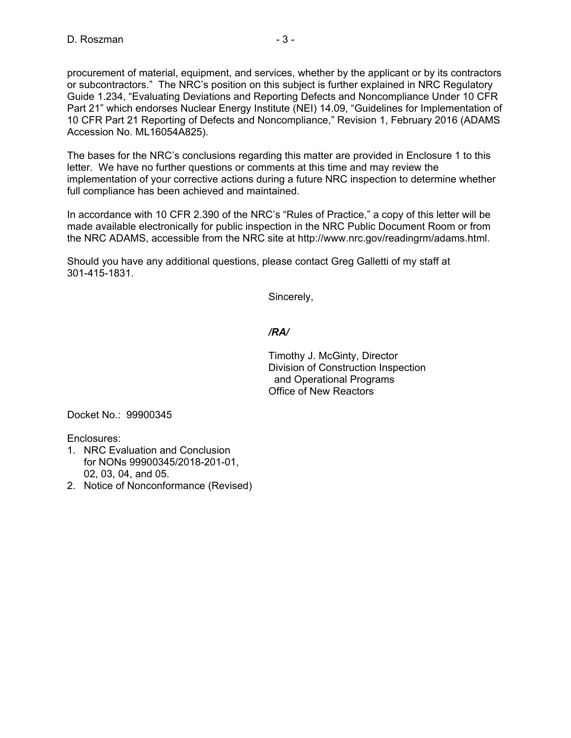procurement of material, equipment, and services, whether by the applicant or by its contractors or subcontractors." The NRC's position on this subject is further explained in NRC Regulatory Guide 1.234, "Evaluating Deviations and Reporting Defects and Noncompliance Under 10 CFR Part 21" which endorses Nuclear Energy Institute (NEI) 14.09, "Guidelines for Implementation of 10 CFR Part 21 Reporting of Defects and Noncompliance," Revision 1, February 2016 (ADAMS Accession No. ML16054A825).

The bases for the NRC's conclusions regarding this matter are provided in Enclosure 1 to this letter. We have no further questions or comments at this time and may review the implementation of your corrective actions during a future NRC inspection to determine whether full compliance has been achieved and maintained.

In accordance with 10 CFR 2.390 of the NRC's "Rules of Practice," a copy of this letter will be made available electronically for public inspection in the NRC Public Document Room or from the NRC ADAMS, accessible from the NRC site at http://www.nrc.gov/readingrm/adams.html.

Should you have any additional questions, please contact Greg Galletti of my staff at 301-415-1831.

Sincerely,

*/RA/*

Timothy J. McGinty, Director
Division of Construction Inspection
and Operational Programs
Office of New Reactors

Docket No.: 99900345

Enclosures:

1. NRC Evaluation and Conclusion for NONs 99900345/2018-201-01, 02, 03, 04, and 05.
2. Notice of Nonconformance (Revised)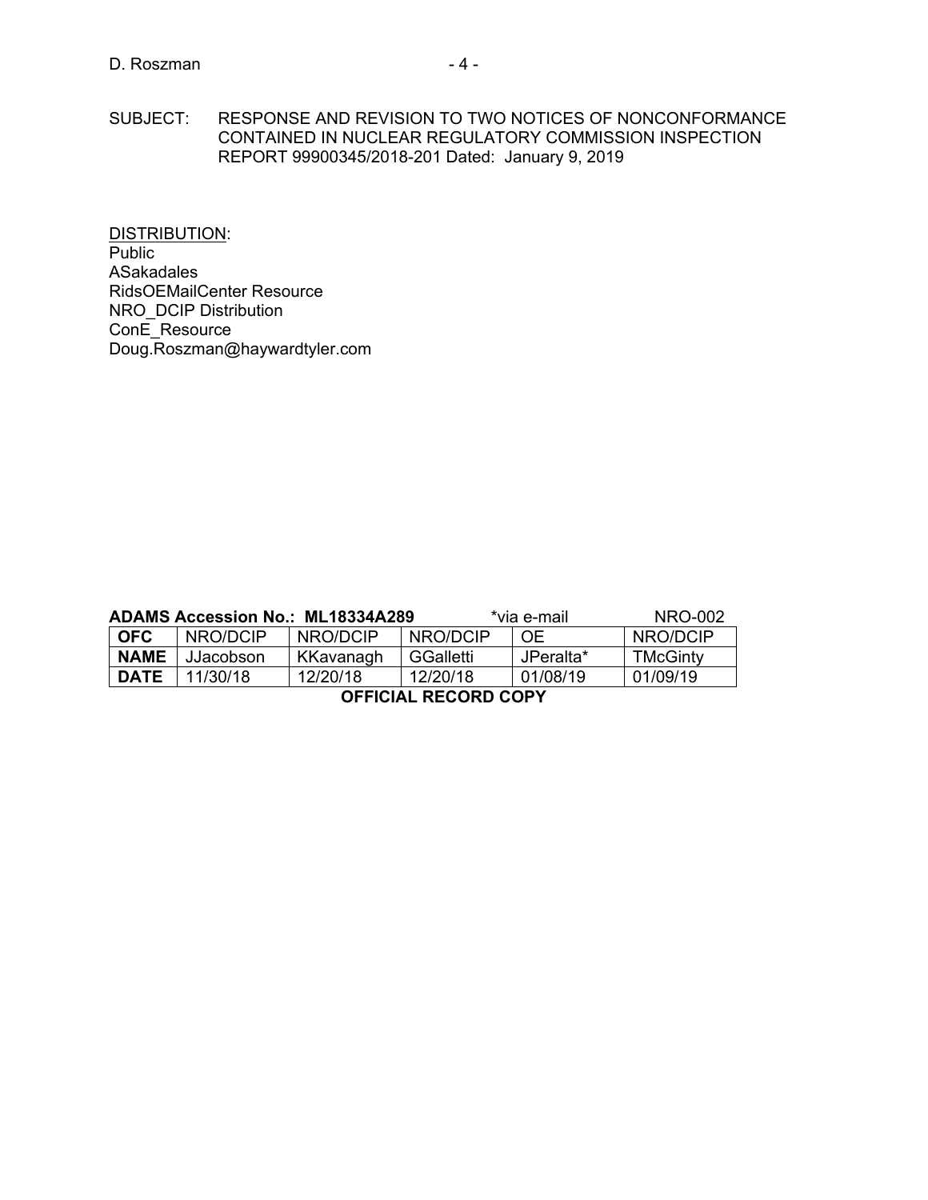SUBJECT: RESPONSE AND REVISION TO TWO NOTICES OF NONCONFORMANCE CONTAINED IN NUCLEAR REGULATORY COMMISSION INSPECTION REPORT 99900345/2018-201 Dated: January 9, 2019

DISTRIBUTION:
Public
ASakadales
RidsOEMailCenter Resource
NRO_DCIP Distribution
ConE_Resource
Doug.Roszman@haywardtyler.com

**ADAMS Accession No.: ML18334A289** *via e-mail NRO-002

| **OFC** | NRO/DCIP | NRO/DCIP | NRO/DCIP | OE | NRO/DCIP |
|---|---|---|---|---|---|
| **NAME** | JJacobson | KKavanagh | GGalletti | JPeralta* | TMcGinty |
| **DATE** | 11/30/18 | 12/20/18 | 12/20/18 | 01/08/19 | 01/09/19 |

**OFFICIAL RECORD COPY**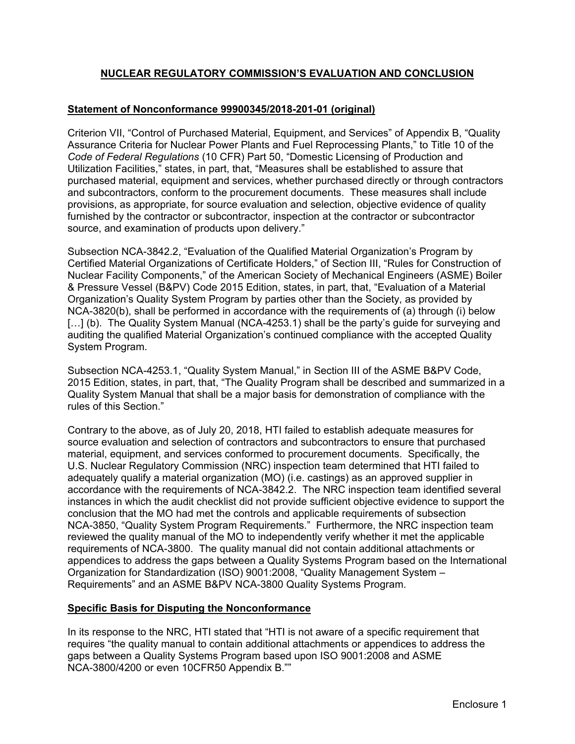## NUCLEAR REGULATORY COMMISSION'S EVALUATION AND CONCLUSION

### Statement of Nonconformance 99900345/2018-201-01 (original)

Criterion VII, "Control of Purchased Material, Equipment, and Services" of Appendix B, "Quality Assurance Criteria for Nuclear Power Plants and Fuel Reprocessing Plants," to Title 10 of the *Code of Federal Regulations* (10 CFR) Part 50, "Domestic Licensing of Production and Utilization Facilities," states, in part, that, "Measures shall be established to assure that purchased material, equipment and services, whether purchased directly or through contractors and subcontractors, conform to the procurement documents. These measures shall include provisions, as appropriate, for source evaluation and selection, objective evidence of quality furnished by the contractor or subcontractor, inspection at the contractor or subcontractor source, and examination of products upon delivery."

Subsection NCA-3842.2, "Evaluation of the Qualified Material Organization's Program by Certified Material Organizations of Certificate Holders," of Section III, "Rules for Construction of Nuclear Facility Components," of the American Society of Mechanical Engineers (ASME) Boiler & Pressure Vessel (B&PV) Code 2015 Edition, states, in part, that, "Evaluation of a Material Organization's Quality System Program by parties other than the Society, as provided by NCA-3820(b), shall be performed in accordance with the requirements of (a) through (i) below […] (b). The Quality System Manual (NCA-4253.1) shall be the party's guide for surveying and auditing the qualified Material Organization's continued compliance with the accepted Quality System Program.

Subsection NCA-4253.1, "Quality System Manual," in Section III of the ASME B&PV Code, 2015 Edition, states, in part, that, "The Quality Program shall be described and summarized in a Quality System Manual that shall be a major basis for demonstration of compliance with the rules of this Section."

Contrary to the above, as of July 20, 2018, HTI failed to establish adequate measures for source evaluation and selection of contractors and subcontractors to ensure that purchased material, equipment, and services conformed to procurement documents. Specifically, the U.S. Nuclear Regulatory Commission (NRC) inspection team determined that HTI failed to adequately qualify a material organization (MO) (i.e. castings) as an approved supplier in accordance with the requirements of NCA-3842.2. The NRC inspection team identified several instances in which the audit checklist did not provide sufficient objective evidence to support the conclusion that the MO had met the controls and applicable requirements of subsection NCA-3850, "Quality System Program Requirements." Furthermore, the NRC inspection team reviewed the quality manual of the MO to independently verify whether it met the applicable requirements of NCA-3800. The quality manual did not contain additional attachments or appendices to address the gaps between a Quality Systems Program based on the International Organization for Standardization (ISO) 9001:2008, "Quality Management System – Requirements" and an ASME B&PV NCA-3800 Quality Systems Program.

### Specific Basis for Disputing the Nonconformance

In its response to the NRC, HTI stated that "HTI is not aware of a specific requirement that requires "the quality manual to contain additional attachments or appendices to address the gaps between a Quality Systems Program based upon ISO 9001:2008 and ASME NCA-3800/4200 or even 10CFR50 Appendix B.""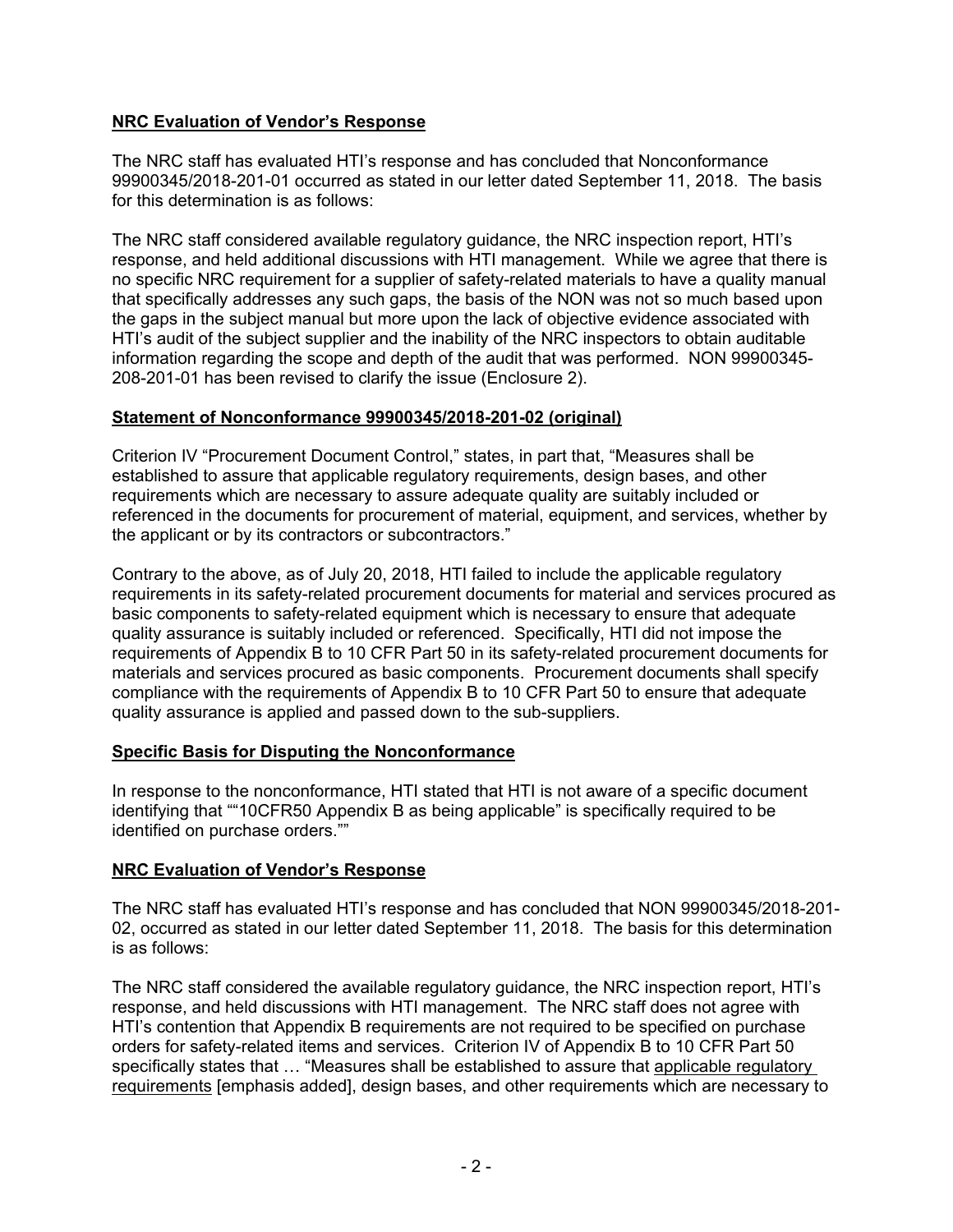**NRC Evaluation of Vendor's Response**

The NRC staff has evaluated HTI's response and has concluded that Nonconformance 99900345/2018-201-01 occurred as stated in our letter dated September 11, 2018. The basis for this determination is as follows:

The NRC staff considered available regulatory guidance, the NRC inspection report, HTI's response, and held additional discussions with HTI management. While we agree that there is no specific NRC requirement for a supplier of safety-related materials to have a quality manual that specifically addresses any such gaps, the basis of the NON was not so much based upon the gaps in the subject manual but more upon the lack of objective evidence associated with HTI's audit of the subject supplier and the inability of the NRC inspectors to obtain auditable information regarding the scope and depth of the audit that was performed. NON 99900345-208-201-01 has been revised to clarify the issue (Enclosure 2).

**Statement of Nonconformance 99900345/2018-201-02 (original)**

Criterion IV "Procurement Document Control," states, in part that, "Measures shall be established to assure that applicable regulatory requirements, design bases, and other requirements which are necessary to assure adequate quality are suitably included or referenced in the documents for procurement of material, equipment, and services, whether by the applicant or by its contractors or subcontractors."

Contrary to the above, as of July 20, 2018, HTI failed to include the applicable regulatory requirements in its safety-related procurement documents for material and services procured as basic components to safety-related equipment which is necessary to ensure that adequate quality assurance is suitably included or referenced. Specifically, HTI did not impose the requirements of Appendix B to 10 CFR Part 50 in its safety-related procurement documents for materials and services procured as basic components. Procurement documents shall specify compliance with the requirements of Appendix B to 10 CFR Part 50 to ensure that adequate quality assurance is applied and passed down to the sub-suppliers.

**Specific Basis for Disputing the Nonconformance**

In response to the nonconformance, HTI stated that HTI is not aware of a specific document identifying that ""10CFR50 Appendix B as being applicable" is specifically required to be identified on purchase orders.""

**NRC Evaluation of Vendor's Response**

The NRC staff has evaluated HTI's response and has concluded that NON 99900345/2018-201-02, occurred as stated in our letter dated September 11, 2018. The basis for this determination is as follows:

The NRC staff considered the available regulatory guidance, the NRC inspection report, HTI's response, and held discussions with HTI management. The NRC staff does not agree with HTI's contention that Appendix B requirements are not required to be specified on purchase orders for safety-related items and services. Criterion IV of Appendix B to 10 CFR Part 50 specifically states that … "Measures shall be established to assure that <u>applicable regulatory requirements</u> [emphasis added], design bases, and other requirements which are necessary to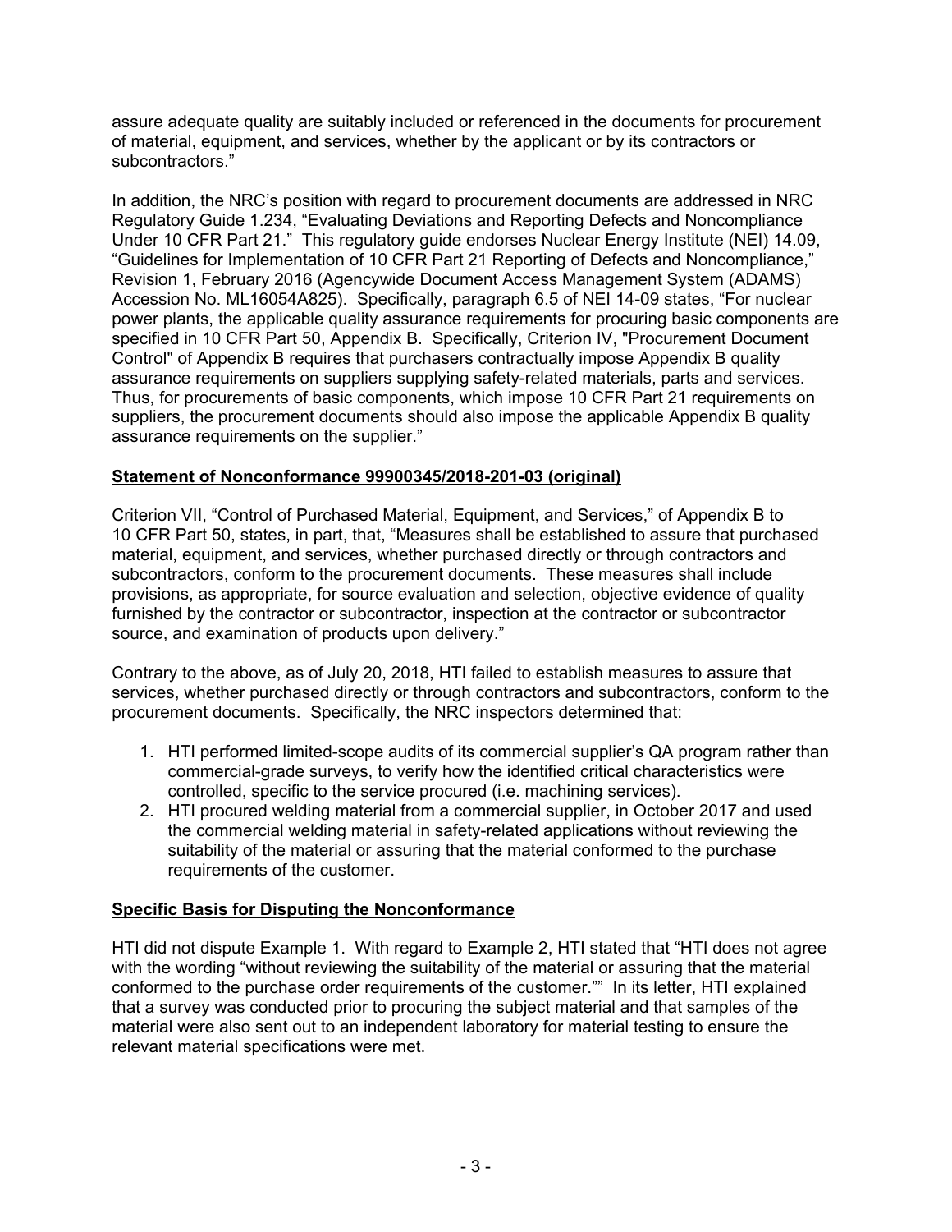assure adequate quality are suitably included or referenced in the documents for procurement of material, equipment, and services, whether by the applicant or by its contractors or subcontractors."

In addition, the NRC's position with regard to procurement documents are addressed in NRC Regulatory Guide 1.234, "Evaluating Deviations and Reporting Defects and Noncompliance Under 10 CFR Part 21." This regulatory guide endorses Nuclear Energy Institute (NEI) 14.09, "Guidelines for Implementation of 10 CFR Part 21 Reporting of Defects and Noncompliance," Revision 1, February 2016 (Agencywide Document Access Management System (ADAMS) Accession No. ML16054A825). Specifically, paragraph 6.5 of NEI 14-09 states, "For nuclear power plants, the applicable quality assurance requirements for procuring basic components are specified in 10 CFR Part 50, Appendix B. Specifically, Criterion IV, "Procurement Document Control" of Appendix B requires that purchasers contractually impose Appendix B quality assurance requirements on suppliers supplying safety-related materials, parts and services. Thus, for procurements of basic components, which impose 10 CFR Part 21 requirements on suppliers, the procurement documents should also impose the applicable Appendix B quality assurance requirements on the supplier."

**Statement of Nonconformance 99900345/2018-201-03 (original)**

Criterion VII, "Control of Purchased Material, Equipment, and Services," of Appendix B to 10 CFR Part 50, states, in part, that, "Measures shall be established to assure that purchased material, equipment, and services, whether purchased directly or through contractors and subcontractors, conform to the procurement documents. These measures shall include provisions, as appropriate, for source evaluation and selection, objective evidence of quality furnished by the contractor or subcontractor, inspection at the contractor or subcontractor source, and examination of products upon delivery."

Contrary to the above, as of July 20, 2018, HTI failed to establish measures to assure that services, whether purchased directly or through contractors and subcontractors, conform to the procurement documents. Specifically, the NRC inspectors determined that:

1. HTI performed limited-scope audits of its commercial supplier's QA program rather than commercial-grade surveys, to verify how the identified critical characteristics were controlled, specific to the service procured (i.e. machining services).
2. HTI procured welding material from a commercial supplier, in October 2017 and used the commercial welding material in safety-related applications without reviewing the suitability of the material or assuring that the material conformed to the purchase requirements of the customer.

**Specific Basis for Disputing the Nonconformance**

HTI did not dispute Example 1. With regard to Example 2, HTI stated that "HTI does not agree with the wording "without reviewing the suitability of the material or assuring that the material conformed to the purchase order requirements of the customer."" In its letter, HTI explained that a survey was conducted prior to procuring the subject material and that samples of the material were also sent out to an independent laboratory for material testing to ensure the relevant material specifications were met.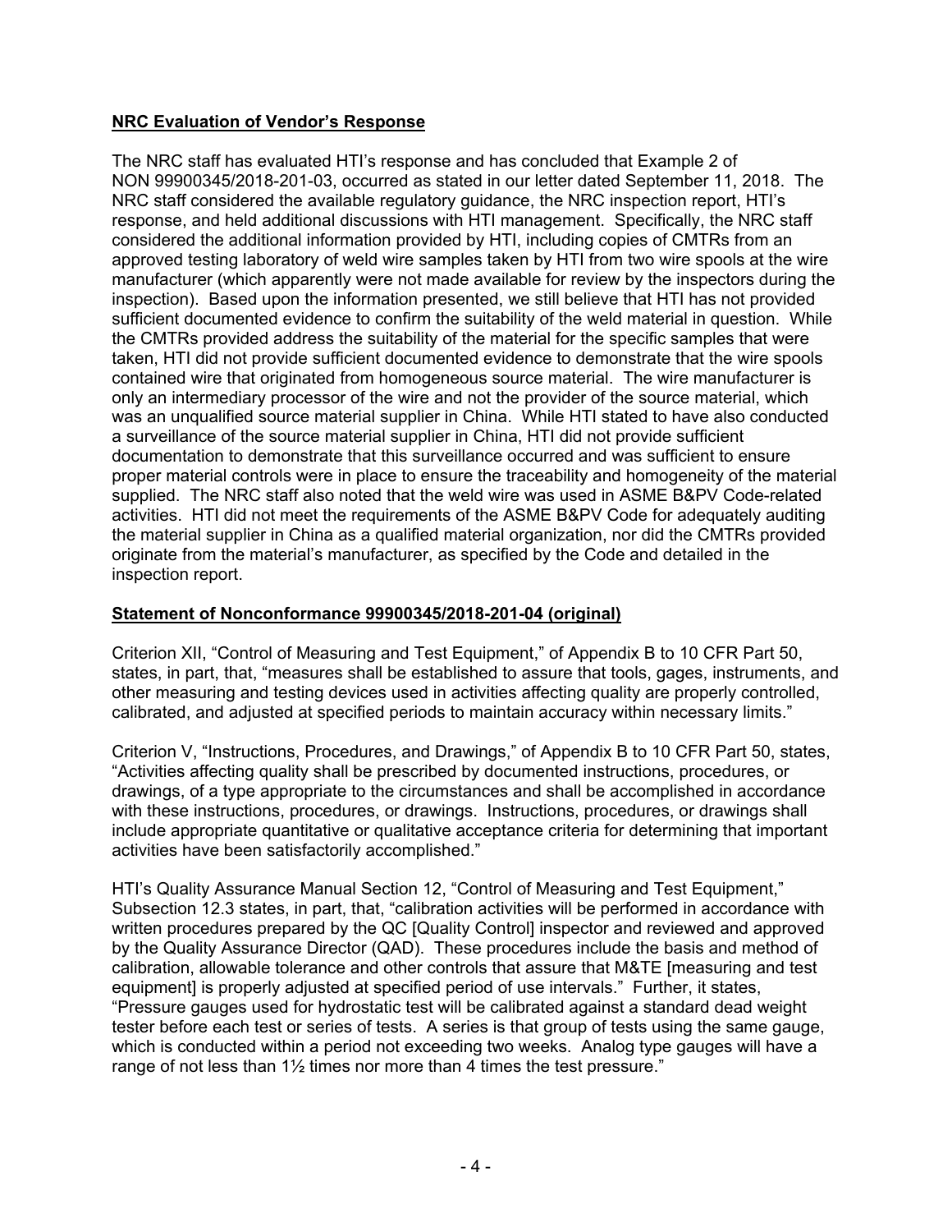**NRC Evaluation of Vendor's Response**

The NRC staff has evaluated HTI's response and has concluded that Example 2 of NON 99900345/2018-201-03, occurred as stated in our letter dated September 11, 2018. The NRC staff considered the available regulatory guidance, the NRC inspection report, HTI's response, and held additional discussions with HTI management. Specifically, the NRC staff considered the additional information provided by HTI, including copies of CMTRs from an approved testing laboratory of weld wire samples taken by HTI from two wire spools at the wire manufacturer (which apparently were not made available for review by the inspectors during the inspection). Based upon the information presented, we still believe that HTI has not provided sufficient documented evidence to confirm the suitability of the weld material in question. While the CMTRs provided address the suitability of the material for the specific samples that were taken, HTI did not provide sufficient documented evidence to demonstrate that the wire spools contained wire that originated from homogeneous source material. The wire manufacturer is only an intermediary processor of the wire and not the provider of the source material, which was an unqualified source material supplier in China. While HTI stated to have also conducted a surveillance of the source material supplier in China, HTI did not provide sufficient documentation to demonstrate that this surveillance occurred and was sufficient to ensure proper material controls were in place to ensure the traceability and homogeneity of the material supplied. The NRC staff also noted that the weld wire was used in ASME B&PV Code-related activities. HTI did not meet the requirements of the ASME B&PV Code for adequately auditing the material supplier in China as a qualified material organization, nor did the CMTRs provided originate from the material's manufacturer, as specified by the Code and detailed in the inspection report.

**Statement of Nonconformance 99900345/2018-201-04 (original)**

Criterion XII, "Control of Measuring and Test Equipment," of Appendix B to 10 CFR Part 50, states, in part, that, "measures shall be established to assure that tools, gages, instruments, and other measuring and testing devices used in activities affecting quality are properly controlled, calibrated, and adjusted at specified periods to maintain accuracy within necessary limits."

Criterion V, "Instructions, Procedures, and Drawings," of Appendix B to 10 CFR Part 50, states, "Activities affecting quality shall be prescribed by documented instructions, procedures, or drawings, of a type appropriate to the circumstances and shall be accomplished in accordance with these instructions, procedures, or drawings. Instructions, procedures, or drawings shall include appropriate quantitative or qualitative acceptance criteria for determining that important activities have been satisfactorily accomplished."

HTI's Quality Assurance Manual Section 12, "Control of Measuring and Test Equipment," Subsection 12.3 states, in part, that, "calibration activities will be performed in accordance with written procedures prepared by the QC [Quality Control] inspector and reviewed and approved by the Quality Assurance Director (QAD). These procedures include the basis and method of calibration, allowable tolerance and other controls that assure that M&TE [measuring and test equipment] is properly adjusted at specified period of use intervals." Further, it states, "Pressure gauges used for hydrostatic test will be calibrated against a standard dead weight tester before each test or series of tests. A series is that group of tests using the same gauge, which is conducted within a period not exceeding two weeks. Analog type gauges will have a range of not less than 1½ times nor more than 4 times the test pressure."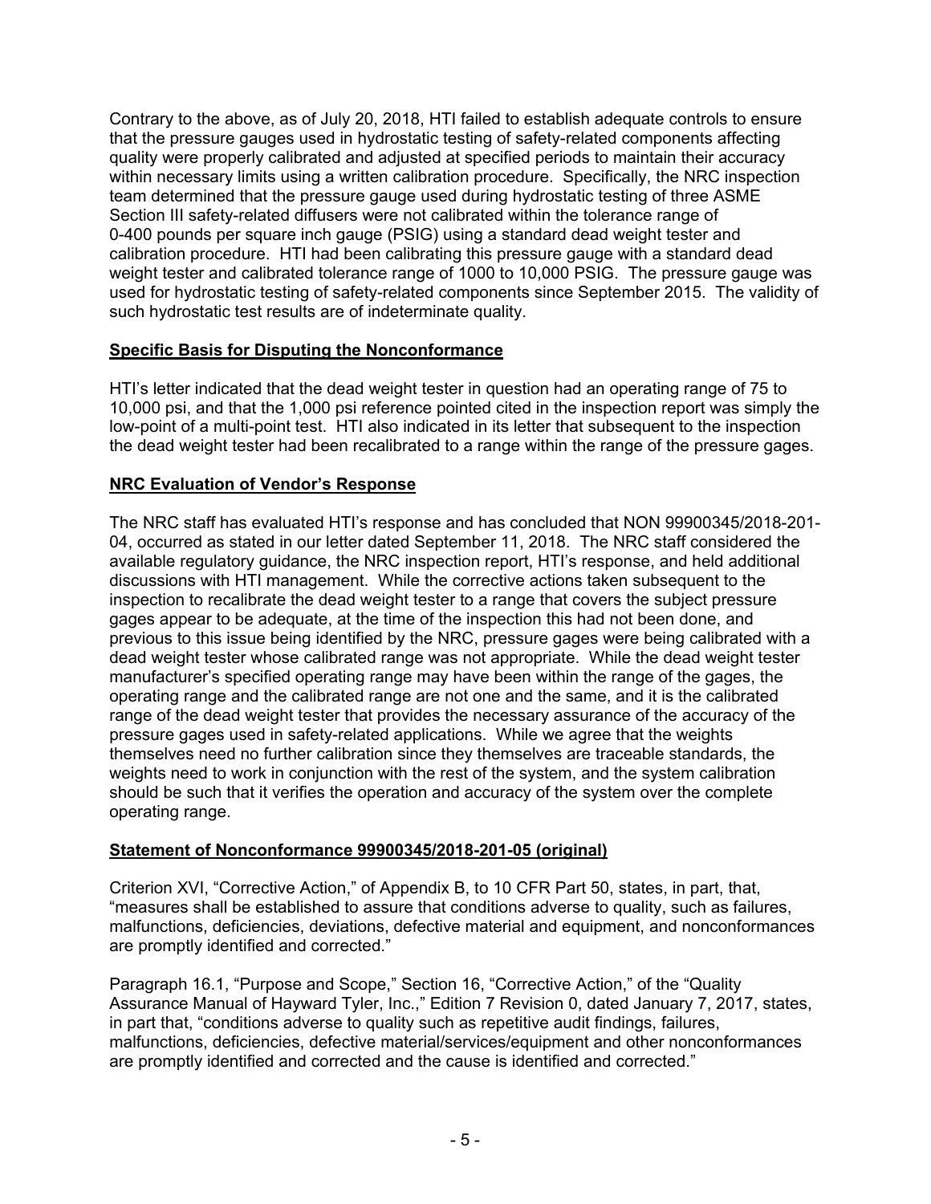Contrary to the above, as of July 20, 2018, HTI failed to establish adequate controls to ensure that the pressure gauges used in hydrostatic testing of safety-related components affecting quality were properly calibrated and adjusted at specified periods to maintain their accuracy within necessary limits using a written calibration procedure. Specifically, the NRC inspection team determined that the pressure gauge used during hydrostatic testing of three ASME Section III safety-related diffusers were not calibrated within the tolerance range of 0-400 pounds per square inch gauge (PSIG) using a standard dead weight tester and calibration procedure. HTI had been calibrating this pressure gauge with a standard dead weight tester and calibrated tolerance range of 1000 to 10,000 PSIG. The pressure gauge was used for hydrostatic testing of safety-related components since September 2015. The validity of such hydrostatic test results are of indeterminate quality.

**Specific Basis for Disputing the Nonconformance**

HTI's letter indicated that the dead weight tester in question had an operating range of 75 to 10,000 psi, and that the 1,000 psi reference pointed cited in the inspection report was simply the low-point of a multi-point test. HTI also indicated in its letter that subsequent to the inspection the dead weight tester had been recalibrated to a range within the range of the pressure gages.

**NRC Evaluation of Vendor's Response**

The NRC staff has evaluated HTI's response and has concluded that NON 99900345/2018-201-04, occurred as stated in our letter dated September 11, 2018. The NRC staff considered the available regulatory guidance, the NRC inspection report, HTI's response, and held additional discussions with HTI management. While the corrective actions taken subsequent to the inspection to recalibrate the dead weight tester to a range that covers the subject pressure gages appear to be adequate, at the time of the inspection this had not been done, and previous to this issue being identified by the NRC, pressure gages were being calibrated with a dead weight tester whose calibrated range was not appropriate. While the dead weight tester manufacturer's specified operating range may have been within the range of the gages, the operating range and the calibrated range are not one and the same, and it is the calibrated range of the dead weight tester that provides the necessary assurance of the accuracy of the pressure gages used in safety-related applications. While we agree that the weights themselves need no further calibration since they themselves are traceable standards, the weights need to work in conjunction with the rest of the system, and the system calibration should be such that it verifies the operation and accuracy of the system over the complete operating range.

**Statement of Nonconformance 99900345/2018-201-05 (original)**

Criterion XVI, "Corrective Action," of Appendix B, to 10 CFR Part 50, states, in part, that, "measures shall be established to assure that conditions adverse to quality, such as failures, malfunctions, deficiencies, deviations, defective material and equipment, and nonconformances are promptly identified and corrected."

Paragraph 16.1, "Purpose and Scope," Section 16, "Corrective Action," of the "Quality Assurance Manual of Hayward Tyler, Inc.," Edition 7 Revision 0, dated January 7, 2017, states, in part that, "conditions adverse to quality such as repetitive audit findings, failures, malfunctions, deficiencies, defective material/services/equipment and other nonconformances are promptly identified and corrected and the cause is identified and corrected."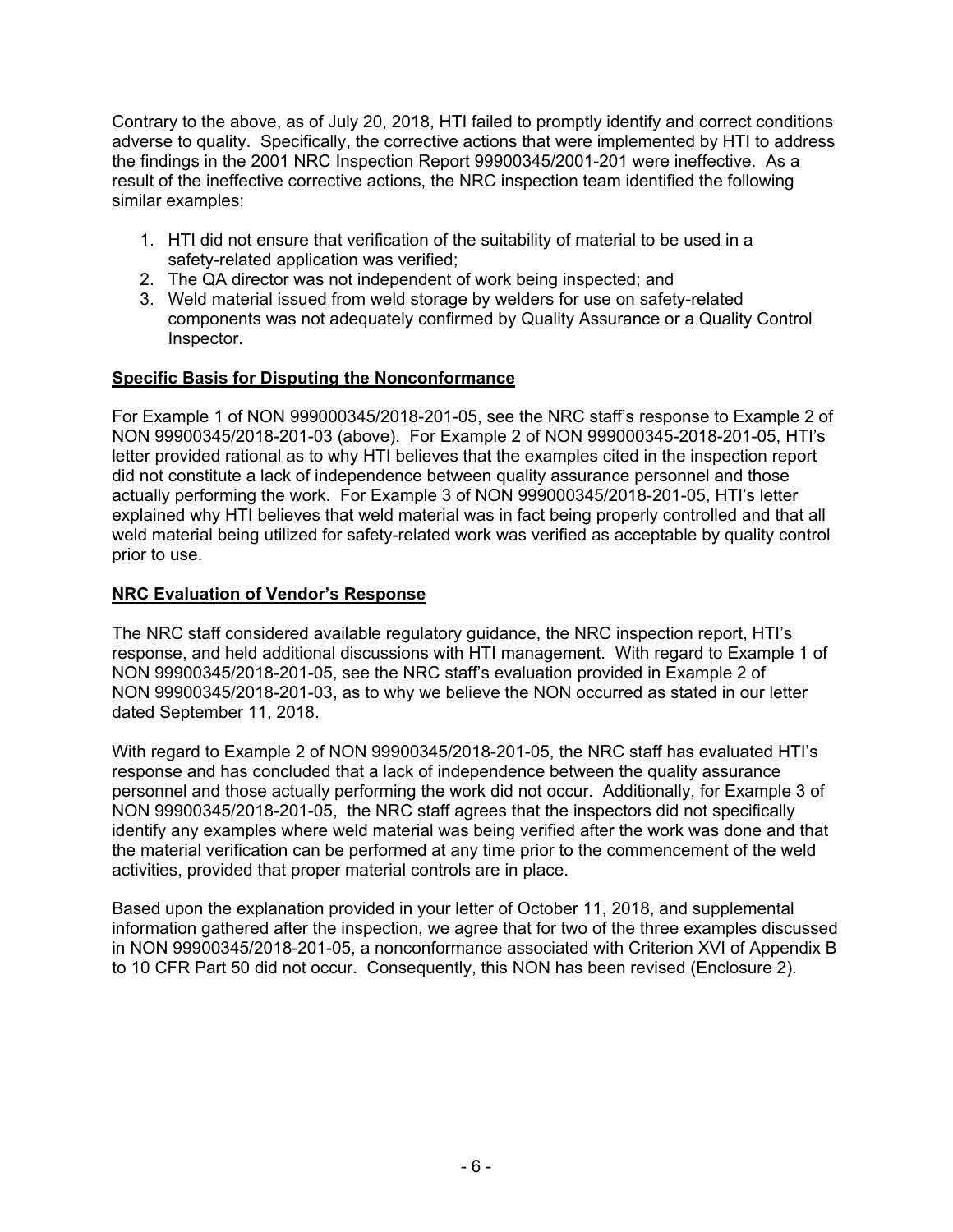Contrary to the above, as of July 20, 2018, HTI failed to promptly identify and correct conditions adverse to quality. Specifically, the corrective actions that were implemented by HTI to address the findings in the 2001 NRC Inspection Report 99900345/2001-201 were ineffective. As a result of the ineffective corrective actions, the NRC inspection team identified the following similar examples:

1. HTI did not ensure that verification of the suitability of material to be used in a safety-related application was verified;
2. The QA director was not independent of work being inspected; and
3. Weld material issued from weld storage by welders for use on safety-related components was not adequately confirmed by Quality Assurance or a Quality Control Inspector.

**Specific Basis for Disputing the Nonconformance**

For Example 1 of NON 999000345/2018-201-05, see the NRC staff's response to Example 2 of NON 99900345/2018-201-03 (above). For Example 2 of NON 999000345-2018-201-05, HTI's letter provided rational as to why HTI believes that the examples cited in the inspection report did not constitute a lack of independence between quality assurance personnel and those actually performing the work. For Example 3 of NON 999000345/2018-201-05, HTI's letter explained why HTI believes that weld material was in fact being properly controlled and that all weld material being utilized for safety-related work was verified as acceptable by quality control prior to use.

**NRC Evaluation of Vendor's Response**

The NRC staff considered available regulatory guidance, the NRC inspection report, HTI's response, and held additional discussions with HTI management. With regard to Example 1 of NON 99900345/2018-201-05, see the NRC staff's evaluation provided in Example 2 of NON 99900345/2018-201-03, as to why we believe the NON occurred as stated in our letter dated September 11, 2018.

With regard to Example 2 of NON 99900345/2018-201-05, the NRC staff has evaluated HTI's response and has concluded that a lack of independence between the quality assurance personnel and those actually performing the work did not occur. Additionally, for Example 3 of NON 99900345/2018-201-05, the NRC staff agrees that the inspectors did not specifically identify any examples where weld material was being verified after the work was done and that the material verification can be performed at any time prior to the commencement of the weld activities, provided that proper material controls are in place.

Based upon the explanation provided in your letter of October 11, 2018, and supplemental information gathered after the inspection, we agree that for two of the three examples discussed in NON 99900345/2018-201-05, a nonconformance associated with Criterion XVI of Appendix B to 10 CFR Part 50 did not occur. Consequently, this NON has been revised (Enclosure 2).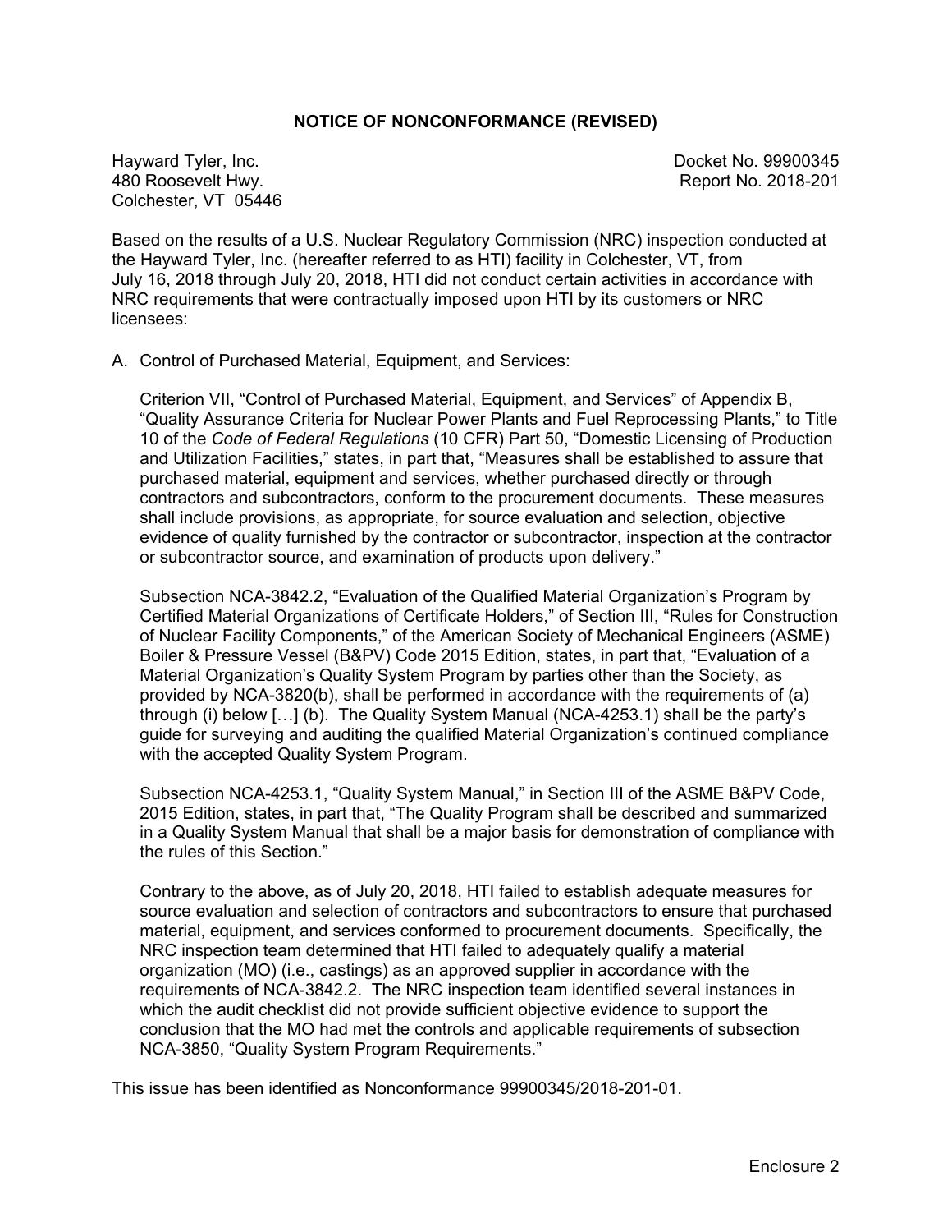## NOTICE OF NONCONFORMANCE (REVISED)

Hayward Tyler, Inc.
480 Roosevelt Hwy.
Colchester, VT 05446

Docket No. 99900345
Report No. 2018-201

Based on the results of a U.S. Nuclear Regulatory Commission (NRC) inspection conducted at the Hayward Tyler, Inc. (hereafter referred to as HTI) facility in Colchester, VT, from July 16, 2018 through July 20, 2018, HTI did not conduct certain activities in accordance with NRC requirements that were contractually imposed upon HTI by its customers or NRC licensees:

A. Control of Purchased Material, Equipment, and Services:

Criterion VII, "Control of Purchased Material, Equipment, and Services" of Appendix B, "Quality Assurance Criteria for Nuclear Power Plants and Fuel Reprocessing Plants," to Title 10 of the *Code of Federal Regulations* (10 CFR) Part 50, "Domestic Licensing of Production and Utilization Facilities," states, in part that, "Measures shall be established to assure that purchased material, equipment and services, whether purchased directly or through contractors and subcontractors, conform to the procurement documents. These measures shall include provisions, as appropriate, for source evaluation and selection, objective evidence of quality furnished by the contractor or subcontractor, inspection at the contractor or subcontractor source, and examination of products upon delivery."

Subsection NCA-3842.2, "Evaluation of the Qualified Material Organization's Program by Certified Material Organizations of Certificate Holders," of Section III, "Rules for Construction of Nuclear Facility Components," of the American Society of Mechanical Engineers (ASME) Boiler & Pressure Vessel (B&PV) Code 2015 Edition, states, in part that, "Evaluation of a Material Organization's Quality System Program by parties other than the Society, as provided by NCA-3820(b), shall be performed in accordance with the requirements of (a) through (i) below […] (b). The Quality System Manual (NCA-4253.1) shall be the party's guide for surveying and auditing the qualified Material Organization's continued compliance with the accepted Quality System Program.

Subsection NCA-4253.1, "Quality System Manual," in Section III of the ASME B&PV Code, 2015 Edition, states, in part that, "The Quality Program shall be described and summarized in a Quality System Manual that shall be a major basis for demonstration of compliance with the rules of this Section."

Contrary to the above, as of July 20, 2018, HTI failed to establish adequate measures for source evaluation and selection of contractors and subcontractors to ensure that purchased material, equipment, and services conformed to procurement documents. Specifically, the NRC inspection team determined that HTI failed to adequately qualify a material organization (MO) (i.e., castings) as an approved supplier in accordance with the requirements of NCA-3842.2. The NRC inspection team identified several instances in which the audit checklist did not provide sufficient objective evidence to support the conclusion that the MO had met the controls and applicable requirements of subsection NCA-3850, "Quality System Program Requirements."

This issue has been identified as Nonconformance 99900345/2018-201-01.

Enclosure 2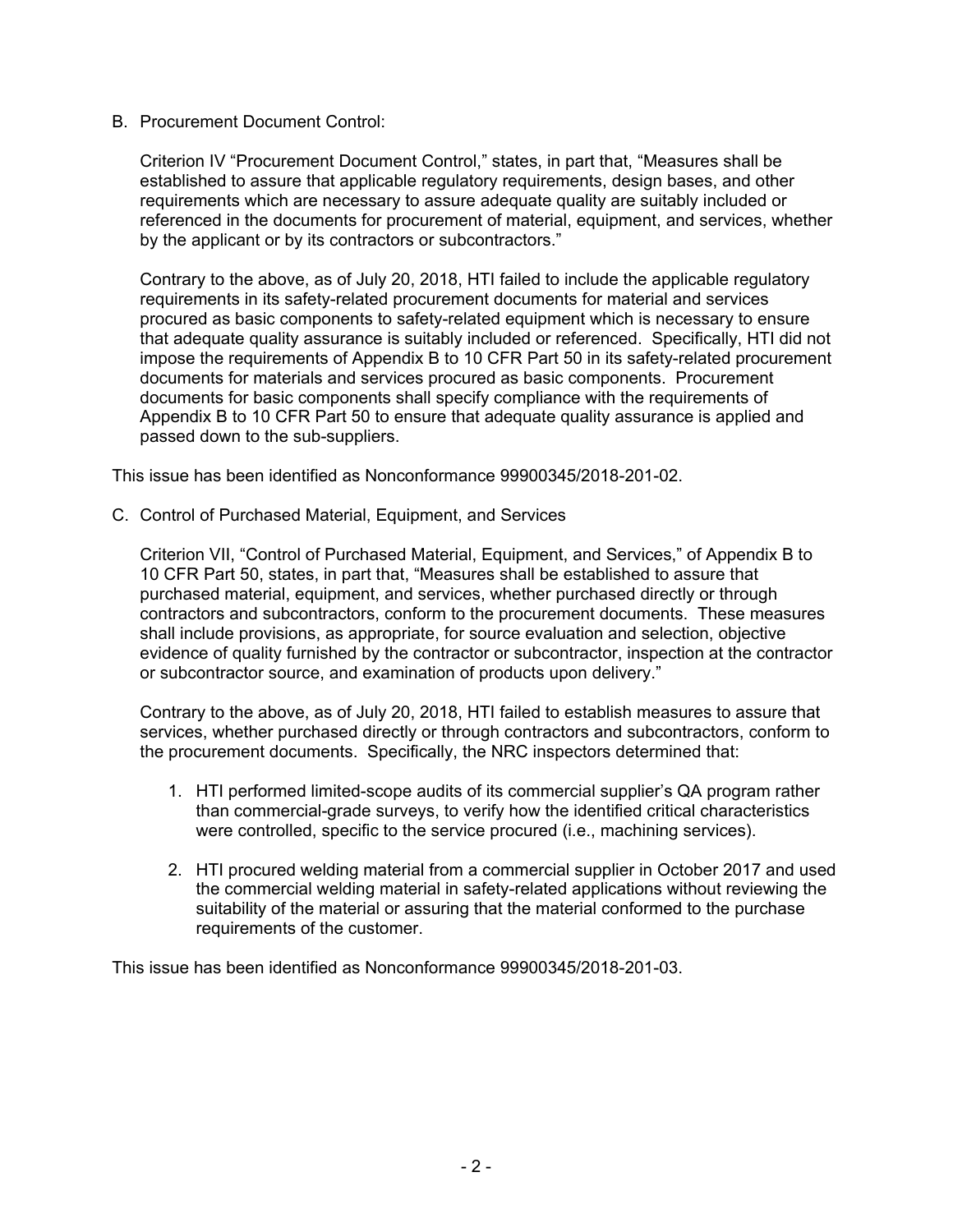B. Procurement Document Control:

Criterion IV "Procurement Document Control," states, in part that, "Measures shall be established to assure that applicable regulatory requirements, design bases, and other requirements which are necessary to assure adequate quality are suitably included or referenced in the documents for procurement of material, equipment, and services, whether by the applicant or by its contractors or subcontractors."

Contrary to the above, as of July 20, 2018, HTI failed to include the applicable regulatory requirements in its safety-related procurement documents for material and services procured as basic components to safety-related equipment which is necessary to ensure that adequate quality assurance is suitably included or referenced. Specifically, HTI did not impose the requirements of Appendix B to 10 CFR Part 50 in its safety-related procurement documents for materials and services procured as basic components. Procurement documents for basic components shall specify compliance with the requirements of Appendix B to 10 CFR Part 50 to ensure that adequate quality assurance is applied and passed down to the sub-suppliers.

This issue has been identified as Nonconformance 99900345/2018-201-02.

C. Control of Purchased Material, Equipment, and Services

Criterion VII, "Control of Purchased Material, Equipment, and Services," of Appendix B to 10 CFR Part 50, states, in part that, "Measures shall be established to assure that purchased material, equipment, and services, whether purchased directly or through contractors and subcontractors, conform to the procurement documents. These measures shall include provisions, as appropriate, for source evaluation and selection, objective evidence of quality furnished by the contractor or subcontractor, inspection at the contractor or subcontractor source, and examination of products upon delivery."

Contrary to the above, as of July 20, 2018, HTI failed to establish measures to assure that services, whether purchased directly or through contractors and subcontractors, conform to the procurement documents. Specifically, the NRC inspectors determined that:

1. HTI performed limited-scope audits of its commercial supplier's QA program rather than commercial-grade surveys, to verify how the identified critical characteristics were controlled, specific to the service procured (i.e., machining services).

2. HTI procured welding material from a commercial supplier in October 2017 and used the commercial welding material in safety-related applications without reviewing the suitability of the material or assuring that the material conformed to the purchase requirements of the customer.

This issue has been identified as Nonconformance 99900345/2018-201-03.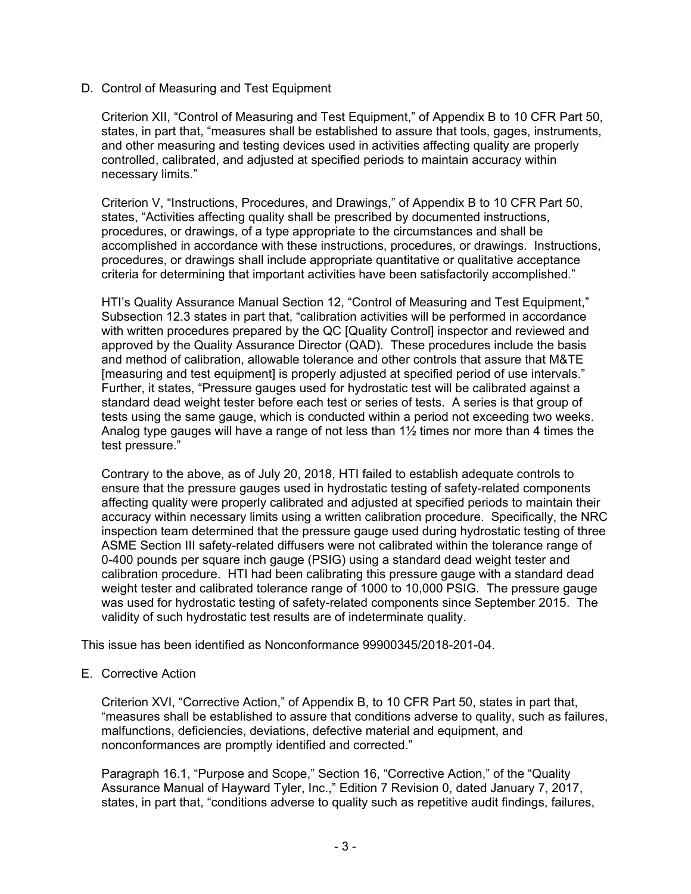D. Control of Measuring and Test Equipment

Criterion XII, “Control of Measuring and Test Equipment,” of Appendix B to 10 CFR Part 50, states, in part that, “measures shall be established to assure that tools, gages, instruments, and other measuring and testing devices used in activities affecting quality are properly controlled, calibrated, and adjusted at specified periods to maintain accuracy within necessary limits.”

Criterion V, “Instructions, Procedures, and Drawings,” of Appendix B to 10 CFR Part 50, states, “Activities affecting quality shall be prescribed by documented instructions, procedures, or drawings, of a type appropriate to the circumstances and shall be accomplished in accordance with these instructions, procedures, or drawings. Instructions, procedures, or drawings shall include appropriate quantitative or qualitative acceptance criteria for determining that important activities have been satisfactorily accomplished.”

HTI’s Quality Assurance Manual Section 12, “Control of Measuring and Test Equipment,” Subsection 12.3 states in part that, “calibration activities will be performed in accordance with written procedures prepared by the QC [Quality Control] inspector and reviewed and approved by the Quality Assurance Director (QAD). These procedures include the basis and method of calibration, allowable tolerance and other controls that assure that M&TE [measuring and test equipment] is properly adjusted at specified period of use intervals.” Further, it states, “Pressure gauges used for hydrostatic test will be calibrated against a standard dead weight tester before each test or series of tests. A series is that group of tests using the same gauge, which is conducted within a period not exceeding two weeks. Analog type gauges will have a range of not less than 1½ times nor more than 4 times the test pressure.”

Contrary to the above, as of July 20, 2018, HTI failed to establish adequate controls to ensure that the pressure gauges used in hydrostatic testing of safety-related components affecting quality were properly calibrated and adjusted at specified periods to maintain their accuracy within necessary limits using a written calibration procedure. Specifically, the NRC inspection team determined that the pressure gauge used during hydrostatic testing of three ASME Section III safety-related diffusers were not calibrated within the tolerance range of 0-400 pounds per square inch gauge (PSIG) using a standard dead weight tester and calibration procedure. HTI had been calibrating this pressure gauge with a standard dead weight tester and calibrated tolerance range of 1000 to 10,000 PSIG. The pressure gauge was used for hydrostatic testing of safety-related components since September 2015. The validity of such hydrostatic test results are of indeterminate quality.

This issue has been identified as Nonconformance 99900345/2018-201-04.

E. Corrective Action

Criterion XVI, “Corrective Action,” of Appendix B, to 10 CFR Part 50, states in part that, “measures shall be established to assure that conditions adverse to quality, such as failures, malfunctions, deficiencies, deviations, defective material and equipment, and nonconformances are promptly identified and corrected.”

Paragraph 16.1, “Purpose and Scope,” Section 16, “Corrective Action,” of the “Quality Assurance Manual of Hayward Tyler, Inc.,” Edition 7 Revision 0, dated January 7, 2017, states, in part that, “conditions adverse to quality such as repetitive audit findings, failures,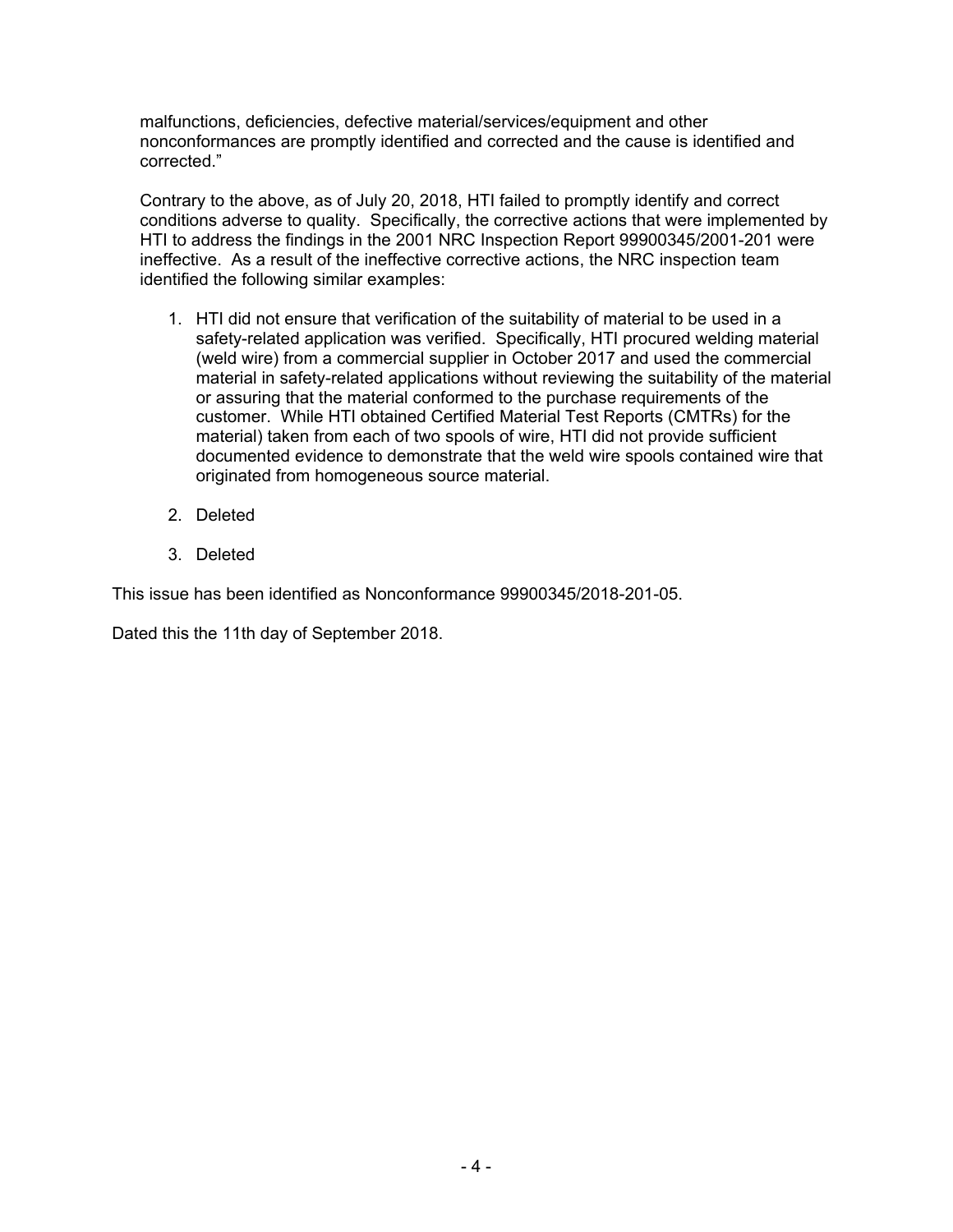malfunctions, deficiencies, defective material/services/equipment and other nonconformances are promptly identified and corrected and the cause is identified and corrected."

Contrary to the above, as of July 20, 2018, HTI failed to promptly identify and correct conditions adverse to quality. Specifically, the corrective actions that were implemented by HTI to address the findings in the 2001 NRC Inspection Report 99900345/2001-201 were ineffective. As a result of the ineffective corrective actions, the NRC inspection team identified the following similar examples:

1. HTI did not ensure that verification of the suitability of material to be used in a safety-related application was verified. Specifically, HTI procured welding material (weld wire) from a commercial supplier in October 2017 and used the commercial material in safety-related applications without reviewing the suitability of the material or assuring that the material conformed to the purchase requirements of the customer. While HTI obtained Certified Material Test Reports (CMTRs) for the material) taken from each of two spools of wire, HTI did not provide sufficient documented evidence to demonstrate that the weld wire spools contained wire that originated from homogeneous source material.

2. Deleted

3. Deleted

This issue has been identified as Nonconformance 99900345/2018-201-05.

Dated this the 11th day of September 2018.